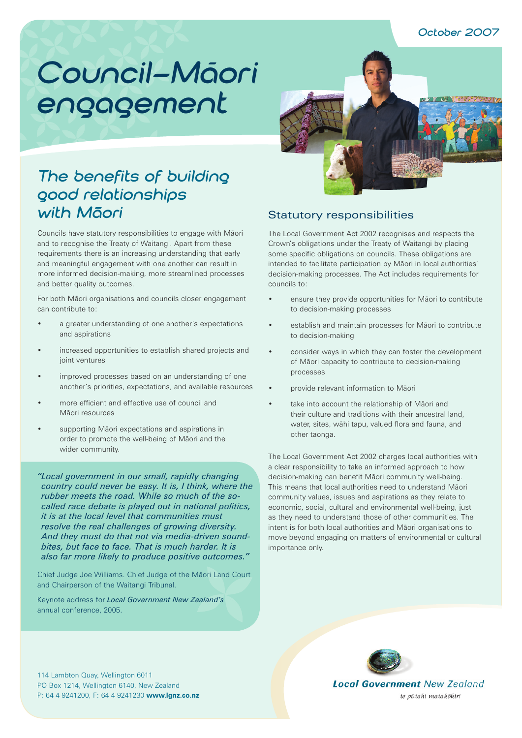October 2007

# Council–Māori engagement

## The benefits of building good relationships with Māori

Councils have statutory responsibilities to engage with Māori and to recognise the Treaty of Waitangi. Apart from these requirements there is an increasing understanding that early and meaningful engagement with one another can result in more informed decision-making, more streamlined processes and better quality outcomes.

For both Māori organisations and councils closer engagement can contribute to:

- a greater understanding of one another's expectations and aspirations
- increased opportunities to establish shared projects and joint ventures
- improved processes based on an understanding of one another's priorities, expectations, and available resources
- more efficient and effective use of council and Māori resources
- supporting Māori expectations and aspirations in order to promote the well-being of Māori and the wider community.

*"Local government in our small, rapidly changing country could never be easy. It is, I think, where the rubber meets the road. While so much of the so-called race debate is played out in national politics, it is at the local level that communities must resolve the real challenges of growing diversity. And they must do that not via media-driven sound-bites, but face to face. That is much harder. It is also far more likely to produce positive outcomes."*

Chief Judge Joe Williams. Chief Judge of the Māori Land Court and Chairperson of the Waitangi Tribunal.

Keynote address for *Local Government New Zealand's* annual conference, 2005.

## Statutory responsibilities

The Local Government Act 2002 recognises and respects the Crown's obligations under the Treaty of Waitangi by placing some specific obligations on councils. These obligations are intended to facilitate participation by Māori in local authorities' decision-making processes. The Act includes requirements for councils to:

- ensure they provide opportunities for Māori to contribute to decision-making processes
- establish and maintain processes for Māori to contribute to decision-making
- consider ways in which they can foster the development of Māori capacity to contribute to decision-making processes
- provide relevant information to Māori
- take into account the relationship of Māori and their culture and traditions with their ancestral land, water, sites, wāhi tapu, valued flora and fauna, and other taonga.

The Local Government Act 2002 charges local authorities with a clear responsibility to take an informed approach to how decision-making can benefit Māori community well-being. This means that local authorities need to understand Māori community values, issues and aspirations as they relate to economic, social, cultural and environmental well-being, just as they need to understand those of other communities. The intent is for both local authorities and Māori organisations to move beyond engaging on matters of environmental or cultural importance only.

114 Lambton Quay, Wellington 6011
PO Box 1214, Wellington 6140, New Zealand
P: 64 4 9241200, F: 64 4 9241230 **www.lgnz.co.nz**

**Local Government** New Zealand
*te pūtahi matakōkiri*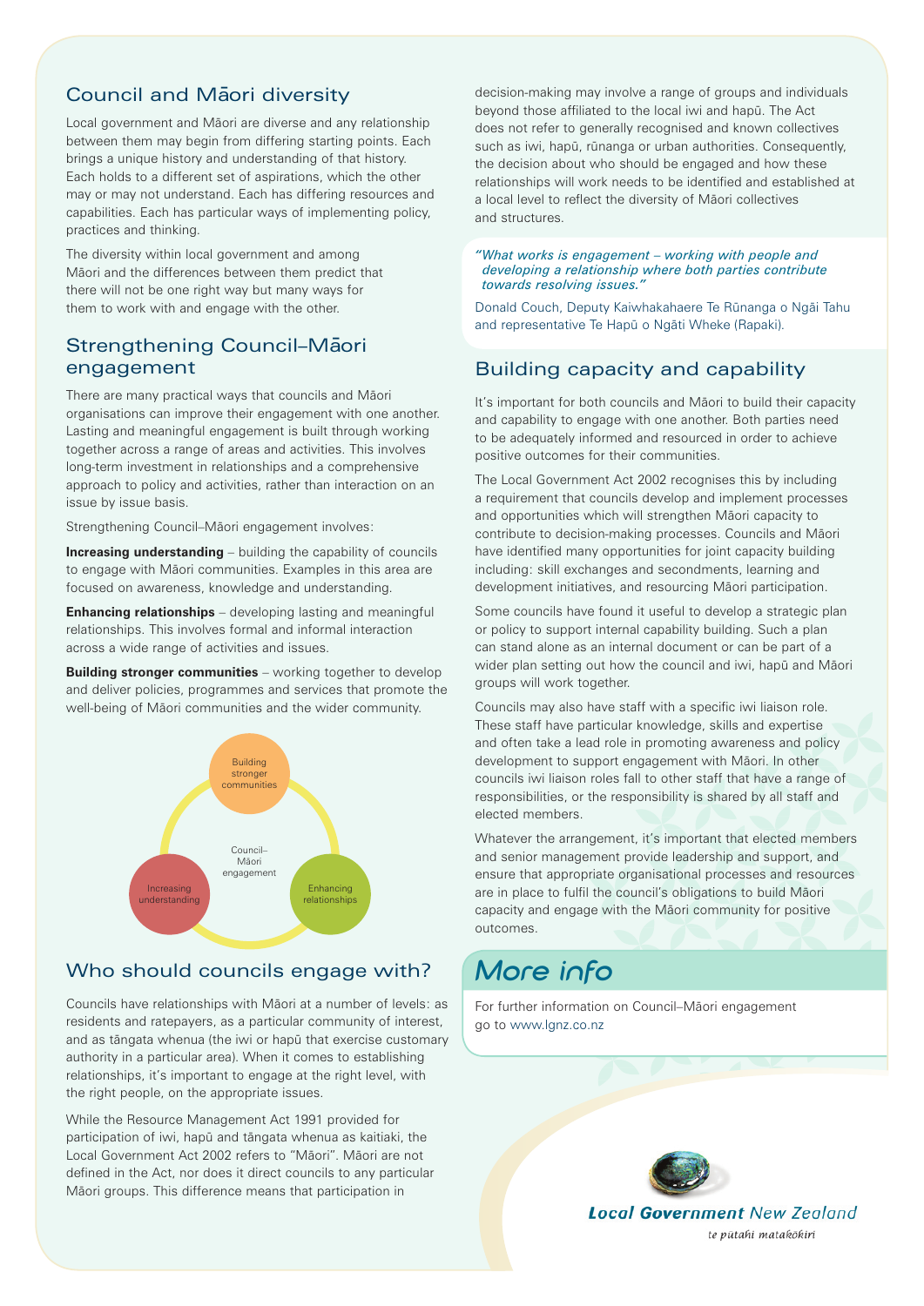## Council and Māori diversity

Local government and Māori are diverse and any relationship between them may begin from differing starting points. Each brings a unique history and understanding of that history. Each holds to a different set of aspirations, which the other may or may not understand. Each has differing resources and capabilities. Each has particular ways of implementing policy, practices and thinking.

The diversity within local government and among Māori and the differences between them predict that there will not be one right way but many ways for them to work with and engage with the other.

## Strengthening Council–Māori engagement

There are many practical ways that councils and Māori organisations can improve their engagement with one another. Lasting and meaningful engagement is built through working together across a range of areas and activities. This involves long-term investment in relationships and a comprehensive approach to policy and activities, rather than interaction on an issue by issue basis.

Strengthening Council–Māori engagement involves:

**Increasing understanding** – building the capability of councils to engage with Māori communities. Examples in this area are focused on awareness, knowledge and understanding.

**Enhancing relationships** – developing lasting and meaningful relationships. This involves formal and informal interaction across a wide range of activities and issues.

**Building stronger communities** – working together to develop and deliver policies, programmes and services that promote the well-being of Māori communities and the wider community.

Building stronger communities

Council–Māori engagement

Increasing understanding

Enhancing relationships

## Who should councils engage with?

Councils have relationships with Māori at a number of levels: as residents and ratepayers, as a particular community of interest, and as tāngata whenua (the iwi or hapū that exercise customary authority in a particular area). When it comes to establishing relationships, it's important to engage at the right level, with the right people, on the appropriate issues.

While the Resource Management Act 1991 provided for participation of iwi, hapū and tāngata whenua as kaitiaki, the Local Government Act 2002 refers to "Māori". Māori are not defined in the Act, nor does it direct councils to any particular Māori groups. This difference means that participation in decision-making may involve a range of groups and individuals beyond those affiliated to the local iwi and hapū. The Act does not refer to generally recognised and known collectives such as iwi, hapū, rūnanga or urban authorities. Consequently, the decision about who should be engaged and how these relationships will work needs to be identified and established at a local level to reflect the diversity of Māori collectives and structures.

*"What works is engagement – working with people and developing a relationship where both parties contribute towards resolving issues."*

Donald Couch, Deputy Kaiwhakahaere Te Rūnanga o Ngāi Tahu and representative Te Hapū o Ngāti Wheke (Rapaki).

## Building capacity and capability

It's important for both councils and Māori to build their capacity and capability to engage with one another. Both parties need to be adequately informed and resourced in order to achieve positive outcomes for their communities.

The Local Government Act 2002 recognises this by including a requirement that councils develop and implement processes and opportunities which will strengthen Māori capacity to contribute to decision-making processes. Councils and Māori have identified many opportunities for joint capacity building including: skill exchanges and secondments, learning and development initiatives, and resourcing Māori participation.

Some councils have found it useful to develop a strategic plan or policy to support internal capability building. Such a plan can stand alone as an internal document or can be part of a wider plan setting out how the council and iwi, hapū and Māori groups will work together.

Councils may also have staff with a specific iwi liaison role. These staff have particular knowledge, skills and expertise and often take a lead role in promoting awareness and policy development to support engagement with Māori. In other councils iwi liaison roles fall to other staff that have a range of responsibilities, or the responsibility is shared by all staff and elected members.

Whatever the arrangement, it's important that elected members and senior management provide leadership and support, and ensure that appropriate organisational processes and resources are in place to fulfil the council's obligations to build Māori capacity and engage with the Māori community for positive outcomes.

## More info

For further information on Council–Māori engagement go to www.lgnz.co.nz

**Local Government** New Zealand

*te pūtahi matakōkiri*